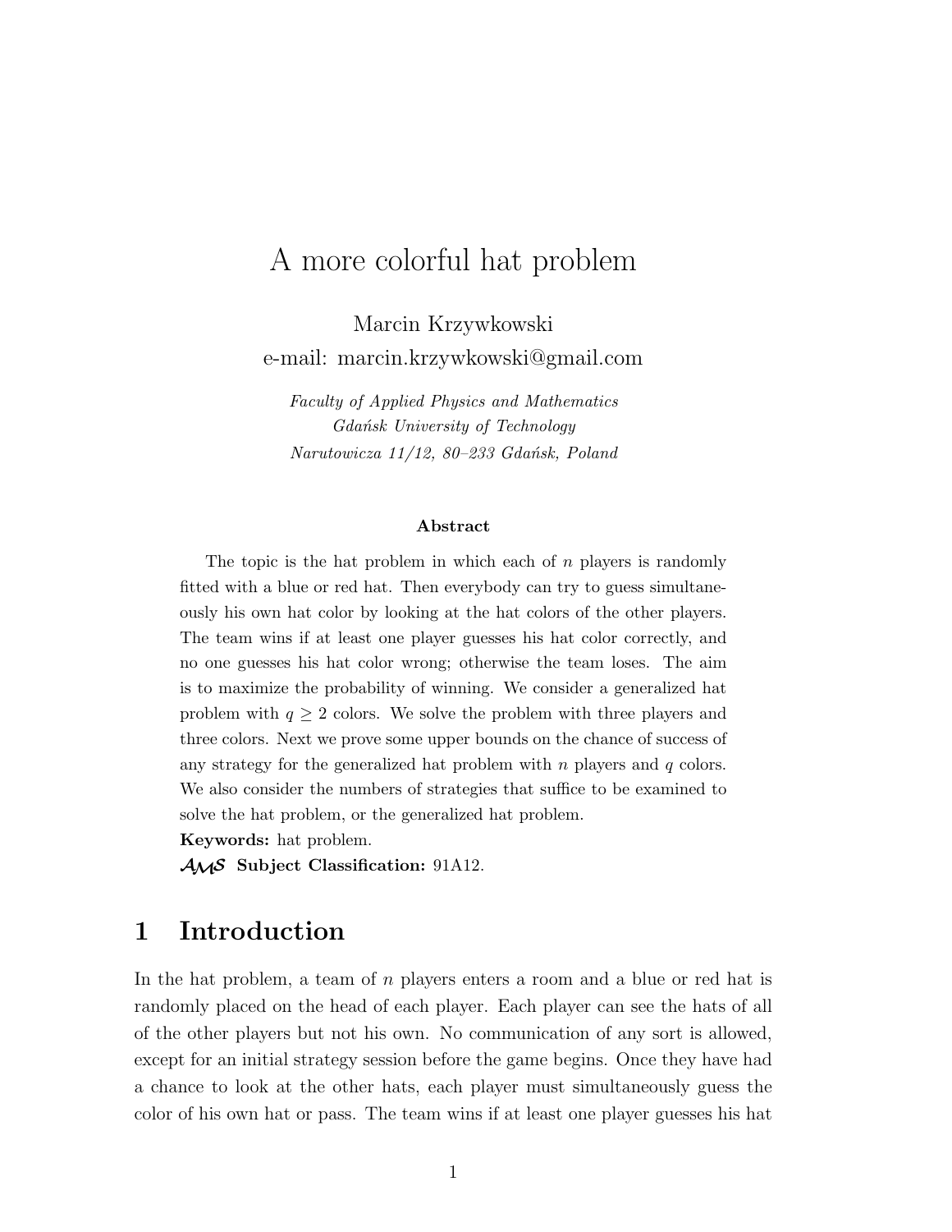# A more colorful hat problem

Marcin Krzywkowski

e-mail: marcin.krzywkowski@gmail.com

*Faculty of Applied Physics and Mathematics*
*Gdańsk University of Technology*
*Narutowicza 11/12, 80–233 Gdańsk, Poland*

**Abstract**

The topic is the hat problem in which each of $n$ players is randomly fitted with a blue or red hat. Then everybody can try to guess simultaneously his own hat color by looking at the hat colors of the other players. The team wins if at least one player guesses his hat color correctly, and no one guesses his hat color wrong; otherwise the team loses. The aim is to maximize the probability of winning. We consider a generalized hat problem with $q \geq 2$ colors. We solve the problem with three players and three colors. Next we prove some upper bounds on the chance of success of any strategy for the generalized hat problem with $n$ players and $q$ colors. We also consider the numbers of strategies that suffice to be examined to solve the hat problem, or the generalized hat problem.

**Keywords:** hat problem.

$\mathcal{AMS}$ **Subject Classification:** 91A12.

## 1 Introduction

In the hat problem, a team of $n$ players enters a room and a blue or red hat is randomly placed on the head of each player. Each player can see the hats of all of the other players but not his own. No communication of any sort is allowed, except for an initial strategy session before the game begins. Once they have had a chance to look at the other hats, each player must simultaneously guess the color of his own hat or pass. The team wins if at least one player guesses his hat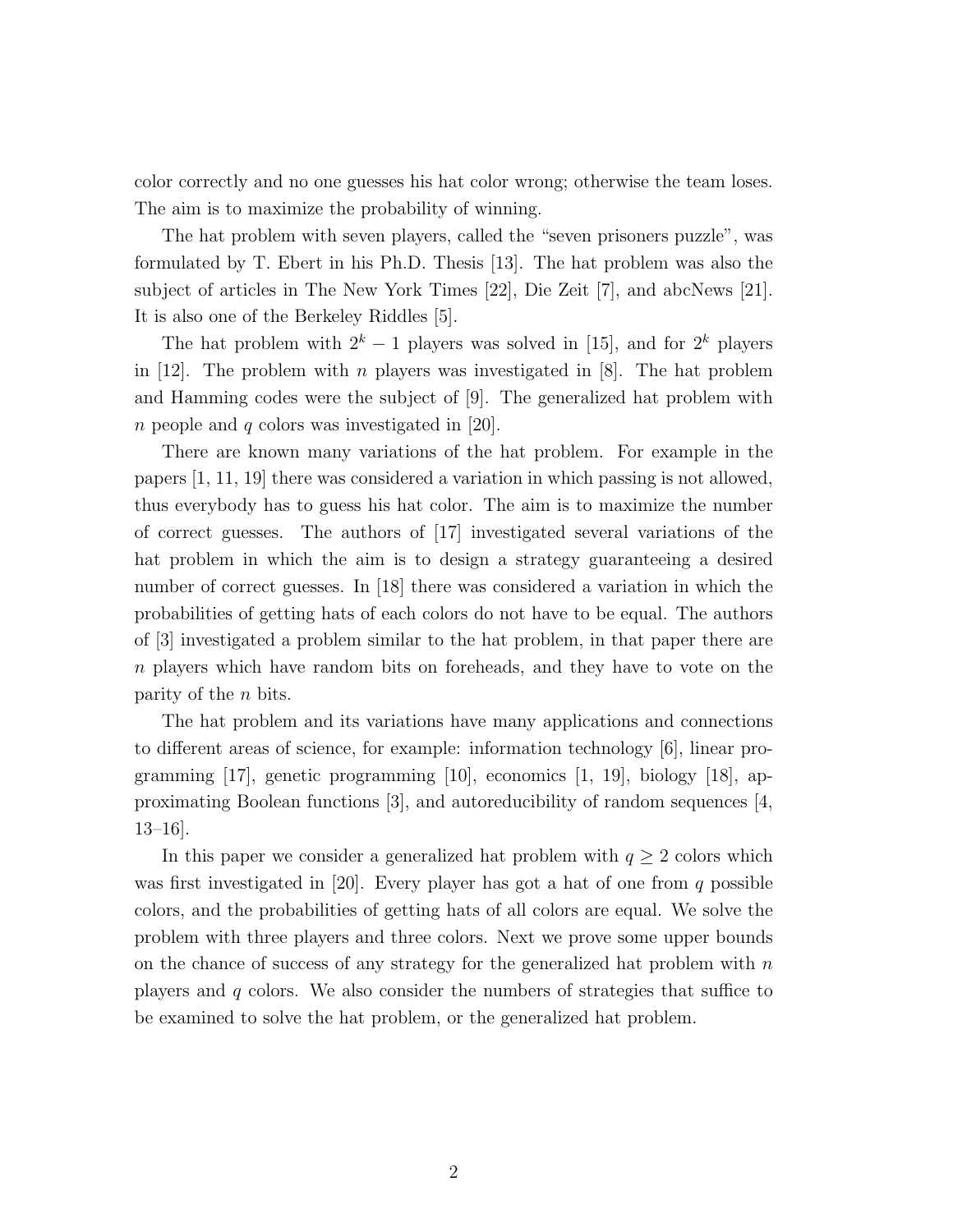color correctly and no one guesses his hat color wrong; otherwise the team loses. The aim is to maximize the probability of winning.

The hat problem with seven players, called the "seven prisoners puzzle", was formulated by T. Ebert in his Ph.D. Thesis [13]. The hat problem was also the subject of articles in The New York Times [22], Die Zeit [7], and abcNews [21]. It is also one of the Berkeley Riddles [5].

The hat problem with $2^k - 1$ players was solved in [15], and for $2^k$ players in [12]. The problem with $n$ players was investigated in [8]. The hat problem and Hamming codes were the subject of [9]. The generalized hat problem with $n$ people and $q$ colors was investigated in [20].

There are known many variations of the hat problem. For example in the papers [1, 11, 19] there was considered a variation in which passing is not allowed, thus everybody has to guess his hat color. The aim is to maximize the number of correct guesses. The authors of [17] investigated several variations of the hat problem in which the aim is to design a strategy guaranteeing a desired number of correct guesses. In [18] there was considered a variation in which the probabilities of getting hats of each colors do not have to be equal. The authors of [3] investigated a problem similar to the hat problem, in that paper there are $n$ players which have random bits on foreheads, and they have to vote on the parity of the $n$ bits.

The hat problem and its variations have many applications and connections to different areas of science, for example: information technology [6], linear programming [17], genetic programming [10], economics [1, 19], biology [18], approximating Boolean functions [3], and autoreducibility of random sequences [4, 13–16].

In this paper we consider a generalized hat problem with $q \geq 2$ colors which was first investigated in [20]. Every player has got a hat of one from $q$ possible colors, and the probabilities of getting hats of all colors are equal. We solve the problem with three players and three colors. Next we prove some upper bounds on the chance of success of any strategy for the generalized hat problem with $n$ players and $q$ colors. We also consider the numbers of strategies that suffice to be examined to solve the hat problem, or the generalized hat problem.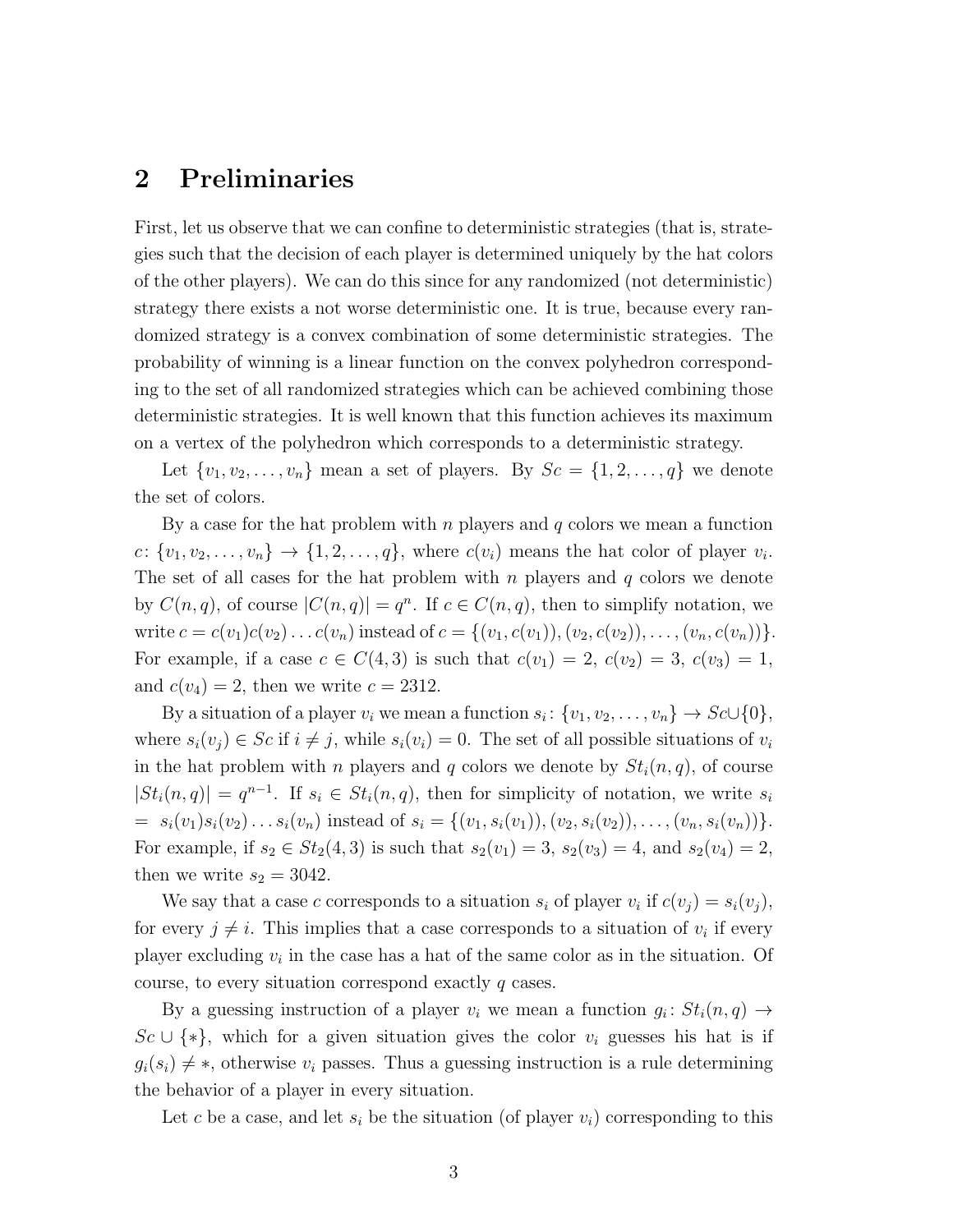## 2 Preliminaries

First, let us observe that we can confine to deterministic strategies (that is, strategies such that the decision of each player is determined uniquely by the hat colors of the other players). We can do this since for any randomized (not deterministic) strategy there exists a not worse deterministic one. It is true, because every randomized strategy is a convex combination of some deterministic strategies. The probability of winning is a linear function on the convex polyhedron corresponding to the set of all randomized strategies which can be achieved combining those deterministic strategies. It is well known that this function achieves its maximum on a vertex of the polyhedron which corresponds to a deterministic strategy.

Let $\{v_1, v_2, \ldots, v_n\}$ mean a set of players. By $Sc = \{1, 2, \ldots, q\}$ we denote the set of colors.

By a case for the hat problem with $n$ players and $q$ colors we mean a function $c\colon \{v_1, v_2, \ldots, v_n\} \to \{1, 2, \ldots, q\}$, where $c(v_i)$ means the hat color of player $v_i$. The set of all cases for the hat problem with $n$ players and $q$ colors we denote by $C(n, q)$, of course $|C(n, q)| = q^n$. If $c \in C(n, q)$, then to simplify notation, we write $c = c(v_1)c(v_2) \ldots c(v_n)$ instead of $c = \{(v_1, c(v_1)), (v_2, c(v_2)), \ldots, (v_n, c(v_n))\}$. For example, if a case $c \in C(4, 3)$ is such that $c(v_1) = 2$, $c(v_2) = 3$, $c(v_3) = 1$, and $c(v_4) = 2$, then we write $c = 2312$.

By a situation of a player $v_i$ we mean a function $s_i\colon \{v_1, v_2, \ldots, v_n\} \to Sc \cup \{0\}$, where $s_i(v_j) \in Sc$ if $i \neq j$, while $s_i(v_i) = 0$. The set of all possible situations of $v_i$ in the hat problem with $n$ players and $q$ colors we denote by $St_i(n, q)$, of course $|St_i(n, q)| = q^{n-1}$. If $s_i \in St_i(n, q)$, then for simplicity of notation, we write $s_i = s_i(v_1)s_i(v_2) \ldots s_i(v_n)$ instead of $s_i = \{(v_1, s_i(v_1)), (v_2, s_i(v_2)), \ldots, (v_n, s_i(v_n))\}$. For example, if $s_2 \in St_2(4, 3)$ is such that $s_2(v_1) = 3$, $s_2(v_3) = 4$, and $s_2(v_4) = 2$, then we write $s_2 = 3042$.

We say that a case $c$ corresponds to a situation $s_i$ of player $v_i$ if $c(v_j) = s_i(v_j)$, for every $j \neq i$. This implies that a case corresponds to a situation of $v_i$ if every player excluding $v_i$ in the case has a hat of the same color as in the situation. Of course, to every situation correspond exactly $q$ cases.

By a guessing instruction of a player $v_i$ we mean a function $g_i\colon St_i(n, q) \to Sc \cup \{*\}$, which for a given situation gives the color $v_i$ guesses his hat is if $g_i(s_i) \neq *$, otherwise $v_i$ passes. Thus a guessing instruction is a rule determining the behavior of a player in every situation.

Let $c$ be a case, and let $s_i$ be the situation (of player $v_i$) corresponding to this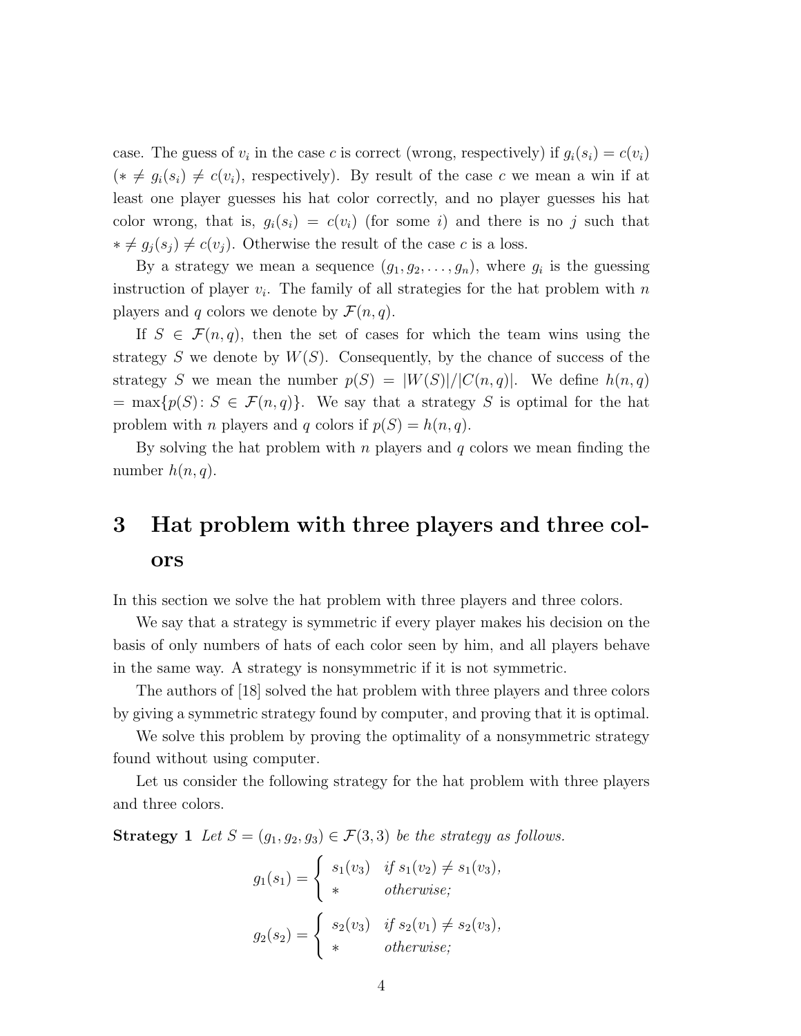case. The guess of $v_i$ in the case $c$ is correct (wrong, respectively) if $g_i(s_i) = c(v_i)$ ($* \neq g_i(s_i) \neq c(v_i)$, respectively). By result of the case $c$ we mean a win if at least one player guesses his hat color correctly, and no player guesses his hat color wrong, that is, $g_i(s_i) = c(v_i)$ (for some $i$) and there is no $j$ such that $* \neq g_j(s_j) \neq c(v_j)$. Otherwise the result of the case $c$ is a loss.

By a strategy we mean a sequence $(g_1, g_2, \ldots, g_n)$, where $g_i$ is the guessing instruction of player $v_i$. The family of all strategies for the hat problem with $n$ players and $q$ colors we denote by $\mathcal{F}(n, q)$.

If $S \in \mathcal{F}(n, q)$, then the set of cases for which the team wins using the strategy $S$ we denote by $W(S)$. Consequently, by the chance of success of the strategy $S$ we mean the number $p(S) = |W(S)|/|C(n, q)|$. We define $h(n, q) = \max\{p(S) \colon S \in \mathcal{F}(n, q)\}$. We say that a strategy $S$ is optimal for the hat problem with $n$ players and $q$ colors if $p(S) = h(n, q)$.

By solving the hat problem with $n$ players and $q$ colors we mean finding the number $h(n, q)$.

# 3 Hat problem with three players and three colors

In this section we solve the hat problem with three players and three colors.

We say that a strategy is symmetric if every player makes his decision on the basis of only numbers of hats of each color seen by him, and all players behave in the same way. A strategy is nonsymmetric if it is not symmetric.

The authors of [18] solved the hat problem with three players and three colors by giving a symmetric strategy found by computer, and proving that it is optimal.

We solve this problem by proving the optimality of a nonsymmetric strategy found without using computer.

Let us consider the following strategy for the hat problem with three players and three colors.

**Strategy 1** *Let $S = (g_1, g_2, g_3) \in \mathcal{F}(3, 3)$ be the strategy as follows.*

$$g_1(s_1) = \begin{cases} s_1(v_3) & \text{if } s_1(v_2) \neq s_1(v_3), \\ * & \text{otherwise;} \end{cases}$$

$$g_2(s_2) = \begin{cases} s_2(v_3) & \text{if } s_2(v_1) \neq s_2(v_3), \\ * & \text{otherwise;} \end{cases}$$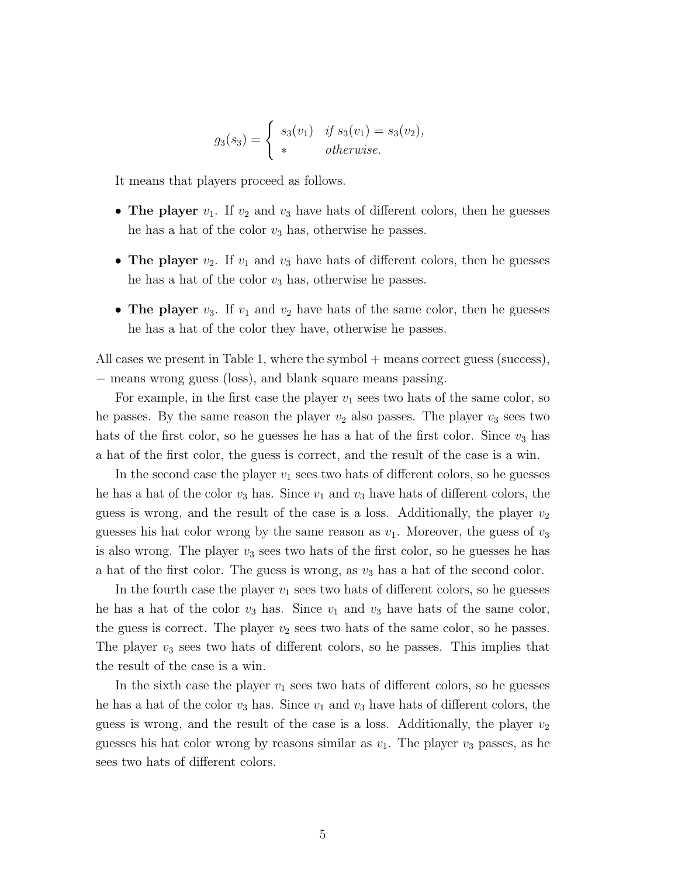$$g_3(s_3) = \begin{cases} s_3(v_1) & \textit{if } s_3(v_1) = s_3(v_2), \\ * & \textit{otherwise.} \end{cases}$$

It means that players proceed as follows.

- **The player** $v_1$. If $v_2$ and $v_3$ have hats of different colors, then he guesses he has a hat of the color $v_3$ has, otherwise he passes.
- **The player** $v_2$. If $v_1$ and $v_3$ have hats of different colors, then he guesses he has a hat of the color $v_3$ has, otherwise he passes.
- **The player** $v_3$. If $v_1$ and $v_2$ have hats of the same color, then he guesses he has a hat of the color they have, otherwise he passes.

All cases we present in Table 1, where the symbol $+$ means correct guess (success), $-$ means wrong guess (loss), and blank square means passing.

For example, in the first case the player $v_1$ sees two hats of the same color, so he passes. By the same reason the player $v_2$ also passes. The player $v_3$ sees two hats of the first color, so he guesses he has a hat of the first color. Since $v_3$ has a hat of the first color, the guess is correct, and the result of the case is a win.

In the second case the player $v_1$ sees two hats of different colors, so he guesses he has a hat of the color $v_3$ has. Since $v_1$ and $v_3$ have hats of different colors, the guess is wrong, and the result of the case is a loss. Additionally, the player $v_2$ guesses his hat color wrong by the same reason as $v_1$. Moreover, the guess of $v_3$ is also wrong. The player $v_3$ sees two hats of the first color, so he guesses he has a hat of the first color. The guess is wrong, as $v_3$ has a hat of the second color.

In the fourth case the player $v_1$ sees two hats of different colors, so he guesses he has a hat of the color $v_3$ has. Since $v_1$ and $v_3$ have hats of the same color, the guess is correct. The player $v_2$ sees two hats of the same color, so he passes. The player $v_3$ sees two hats of different colors, so he passes. This implies that the result of the case is a win.

In the sixth case the player $v_1$ sees two hats of different colors, so he guesses he has a hat of the color $v_3$ has. Since $v_1$ and $v_3$ have hats of different colors, the guess is wrong, and the result of the case is a loss. Additionally, the player $v_2$ guesses his hat color wrong by reasons similar as $v_1$. The player $v_3$ passes, as he sees two hats of different colors.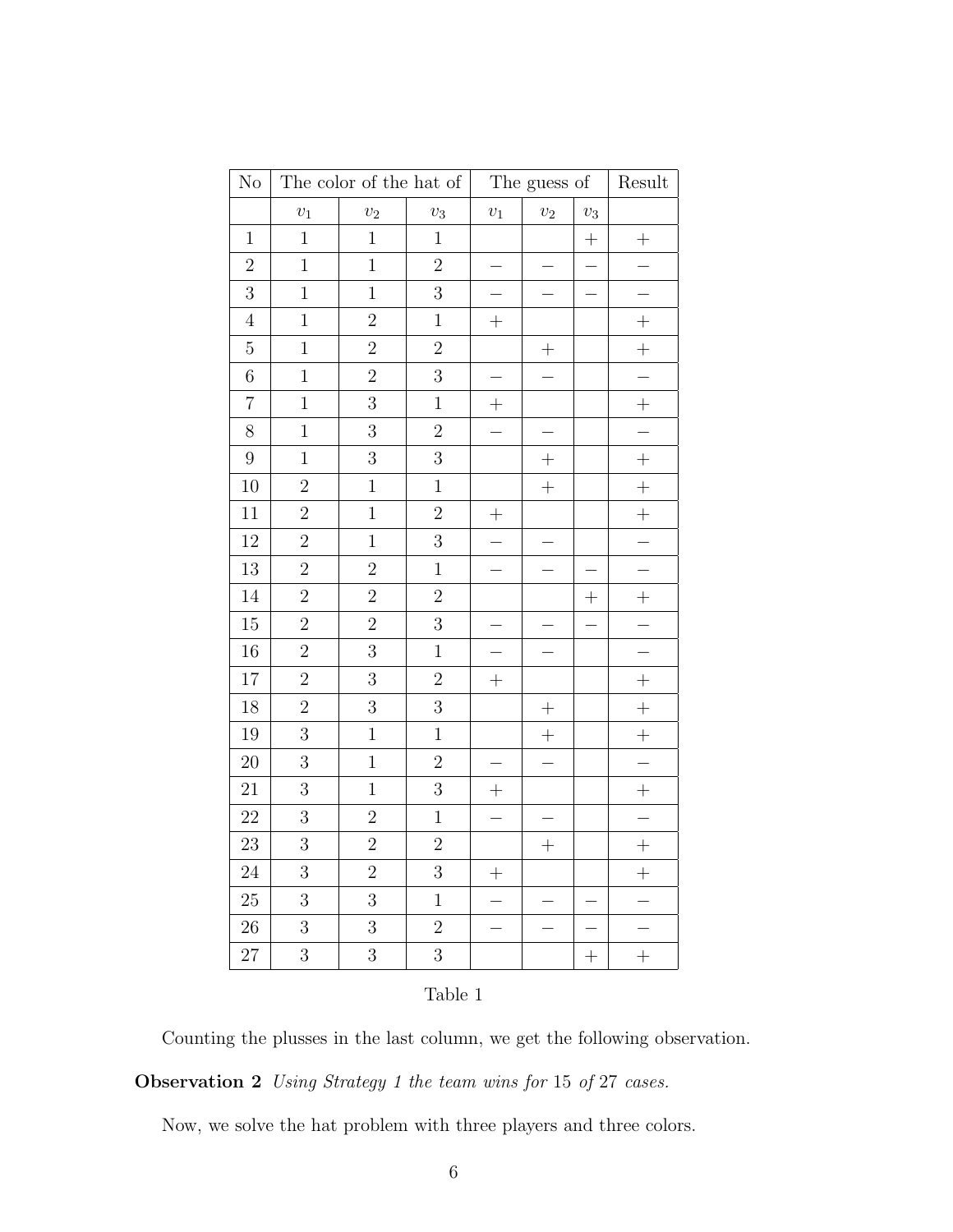| No | The color of the hat of | | | The guess of | | | Result |
|---|---|---|---|---|---|---|---|
| | $v_1$ | $v_2$ | $v_3$ | $v_1$ | $v_2$ | $v_3$ | |
| 1 | 1 | 1 | 1 | | | + | + |
| 2 | 1 | 1 | 2 | − | − | − | − |
| 3 | 1 | 1 | 3 | − | − | − | − |
| 4 | 1 | 2 | 1 | + | | | + |
| 5 | 1 | 2 | 2 | | + | | + |
| 6 | 1 | 2 | 3 | − | − | | − |
| 7 | 1 | 3 | 1 | + | | | + |
| 8 | 1 | 3 | 2 | − | − | | − |
| 9 | 1 | 3 | 3 | | + | | + |
| 10 | 2 | 1 | 1 | | + | | + |
| 11 | 2 | 1 | 2 | + | | | + |
| 12 | 2 | 1 | 3 | − | − | | − |
| 13 | 2 | 2 | 1 | − | − | − | − |
| 14 | 2 | 2 | 2 | | | + | + |
| 15 | 2 | 2 | 3 | − | − | − | − |
| 16 | 2 | 3 | 1 | − | − | | − |
| 17 | 2 | 3 | 2 | + | | | + |
| 18 | 2 | 3 | 3 | | + | | + |
| 19 | 3 | 1 | 1 | | + | | + |
| 20 | 3 | 1 | 2 | − | − | | − |
| 21 | 3 | 1 | 3 | + | | | + |
| 22 | 3 | 2 | 1 | − | − | | − |
| 23 | 3 | 2 | 2 | | + | | + |
| 24 | 3 | 2 | 3 | + | | | + |
| 25 | 3 | 3 | 1 | − | − | − | − |
| 26 | 3 | 3 | 2 | − | − | − | − |
| 27 | 3 | 3 | 3 | | | + | + |

Table 1

Counting the plusses in the last column, we get the following observation.

**Observation 2** *Using Strategy 1 the team wins for* 15 *of* 27 *cases.*

Now, we solve the hat problem with three players and three colors.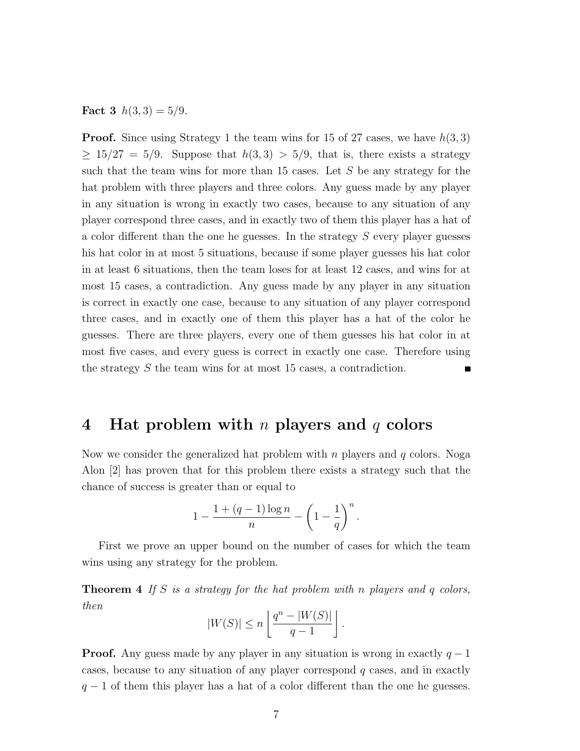**Fact 3** $h(3,3) = 5/9$.

**Proof.** Since using Strategy 1 the team wins for 15 of 27 cases, we have $h(3,3) \geq 15/27 = 5/9$. Suppose that $h(3,3) > 5/9$, that is, there exists a strategy such that the team wins for more than 15 cases. Let $S$ be any strategy for the hat problem with three players and three colors. Any guess made by any player in any situation is wrong in exactly two cases, because to any situation of any player correspond three cases, and in exactly two of them this player has a hat of a color different than the one he guesses. In the strategy $S$ every player guesses his hat color in at most 5 situations, because if some player guesses his hat color in at least 6 situations, then the team loses for at least 12 cases, and wins for at most 15 cases, a contradiction. Any guess made by any player in any situation is correct in exactly one case, because to any situation of any player correspond three cases, and in exactly one of them this player has a hat of the color he guesses. There are three players, every one of them guesses his hat color in at most five cases, and every guess is correct in exactly one case. Therefore using the strategy $S$ the team wins for at most 15 cases, a contradiction. ■

## 4 Hat problem with $n$ players and $q$ colors

Now we consider the generalized hat problem with $n$ players and $q$ colors. Noga Alon [2] has proven that for this problem there exists a strategy such that the chance of success is greater than or equal to

$$1 - \frac{1 + (q-1)\log n}{n} - \left(1 - \frac{1}{q}\right)^n.$$

First we prove an upper bound on the number of cases for which the team wins using any strategy for the problem.

**Theorem 4** *If $S$ is a strategy for the hat problem with $n$ players and $q$ colors, then*

$$|W(S)| \leq n \left\lfloor \frac{q^n - |W(S)|}{q-1} \right\rfloor.$$

**Proof.** Any guess made by any player in any situation is wrong in exactly $q-1$ cases, because to any situation of any player correspond $q$ cases, and in exactly $q-1$ of them this player has a hat of a color different than the one he guesses.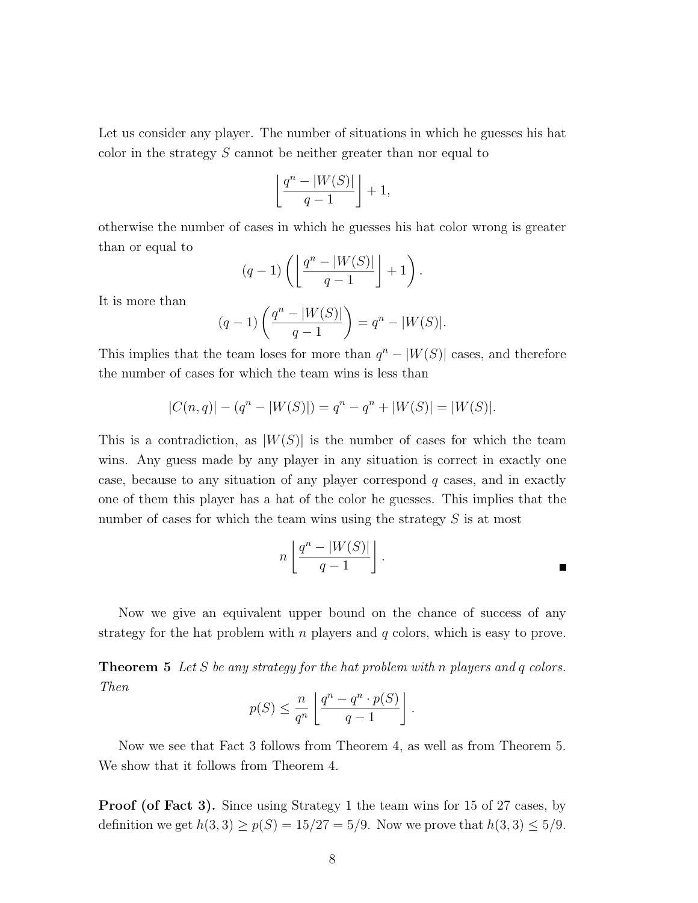Let us consider any player. The number of situations in which he guesses his hat color in the strategy $S$ cannot be neither greater than nor equal to

$$\left\lfloor \frac{q^n - |W(S)|}{q-1} \right\rfloor + 1,$$

otherwise the number of cases in which he guesses his hat color wrong is greater than or equal to

$$(q-1)\left(\left\lfloor \frac{q^n - |W(S)|}{q-1} \right\rfloor + 1\right).$$

It is more than

$$(q-1)\left(\frac{q^n - |W(S)|}{q-1}\right) = q^n - |W(S)|.$$

This implies that the team loses for more than $q^n - |W(S)|$ cases, and therefore the number of cases for which the team wins is less than

$$|C(n,q)| - (q^n - |W(S)|) = q^n - q^n + |W(S)| = |W(S)|.$$

This is a contradiction, as $|W(S)|$ is the number of cases for which the team wins. Any guess made by any player in any situation is correct in exactly one case, because to any situation of any player correspond $q$ cases, and in exactly one of them this player has a hat of the color he guesses. This implies that the number of cases for which the team wins using the strategy $S$ is at most

$$n \left\lfloor \frac{q^n - |W(S)|}{q-1} \right\rfloor.$$

■

Now we give an equivalent upper bound on the chance of success of any strategy for the hat problem with $n$ players and $q$ colors, which is easy to prove.

**Theorem 5** *Let $S$ be any strategy for the hat problem with $n$ players and $q$ colors. Then*

$$p(S) \le \frac{n}{q^n} \left\lfloor \frac{q^n - q^n \cdot p(S)}{q-1} \right\rfloor.$$

Now we see that Fact 3 follows from Theorem 4, as well as from Theorem 5. We show that it follows from Theorem 4.

**Proof (of Fact 3).** Since using Strategy 1 the team wins for 15 of 27 cases, by definition we get $h(3,3) \ge p(S) = 15/27 = 5/9$. Now we prove that $h(3,3) \le 5/9$.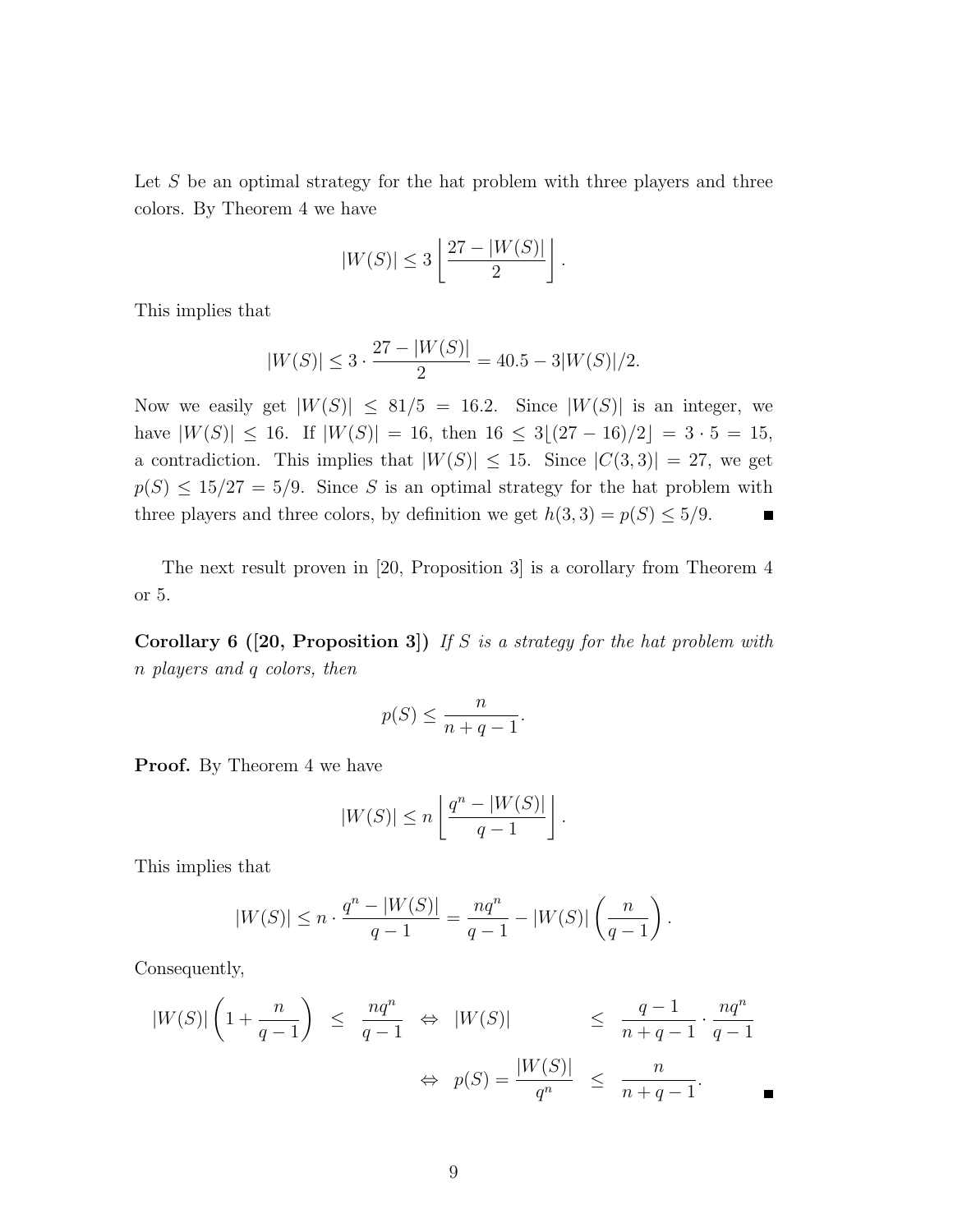Let $S$ be an optimal strategy for the hat problem with three players and three colors. By Theorem 4 we have

$$|W(S)| \leq 3 \left\lfloor \frac{27 - |W(S)|}{2} \right\rfloor.$$

This implies that

$$|W(S)| \leq 3 \cdot \frac{27 - |W(S)|}{2} = 40.5 - 3|W(S)|/2.$$

Now we easily get $|W(S)| \leq 81/5 = 16.2$. Since $|W(S)|$ is an integer, we have $|W(S)| \leq 16$. If $|W(S)| = 16$, then $16 \leq 3\lfloor (27-16)/2 \rfloor = 3 \cdot 5 = 15$, a contradiction. This implies that $|W(S)| \leq 15$. Since $|C(3,3)| = 27$, we get $p(S) \leq 15/27 = 5/9$. Since $S$ is an optimal strategy for the hat problem with three players and three colors, by definition we get $h(3,3) = p(S) \leq 5/9$. ■

The next result proven in [20, Proposition 3] is a corollary from Theorem 4 or 5.

**Corollary 6 ([20, Proposition 3])** *If $S$ is a strategy for the hat problem with $n$ players and $q$ colors, then*

$$p(S) \leq \frac{n}{n+q-1}.$$

**Proof.** By Theorem 4 we have

$$|W(S)| \leq n \left\lfloor \frac{q^n - |W(S)|}{q-1} \right\rfloor.$$

This implies that

$$|W(S)| \leq n \cdot \frac{q^n - |W(S)|}{q-1} = \frac{nq^n}{q-1} - |W(S)| \left( \frac{n}{q-1} \right).$$

Consequently,

$$|W(S)| \left( 1 + \frac{n}{q-1} \right) \leq \frac{nq^n}{q-1} \Leftrightarrow |W(S)| \leq \frac{q-1}{n+q-1} \cdot \frac{nq^n}{q-1}$$

$$\Leftrightarrow p(S) = \frac{|W(S)|}{q^n} \leq \frac{n}{n+q-1}.$$

■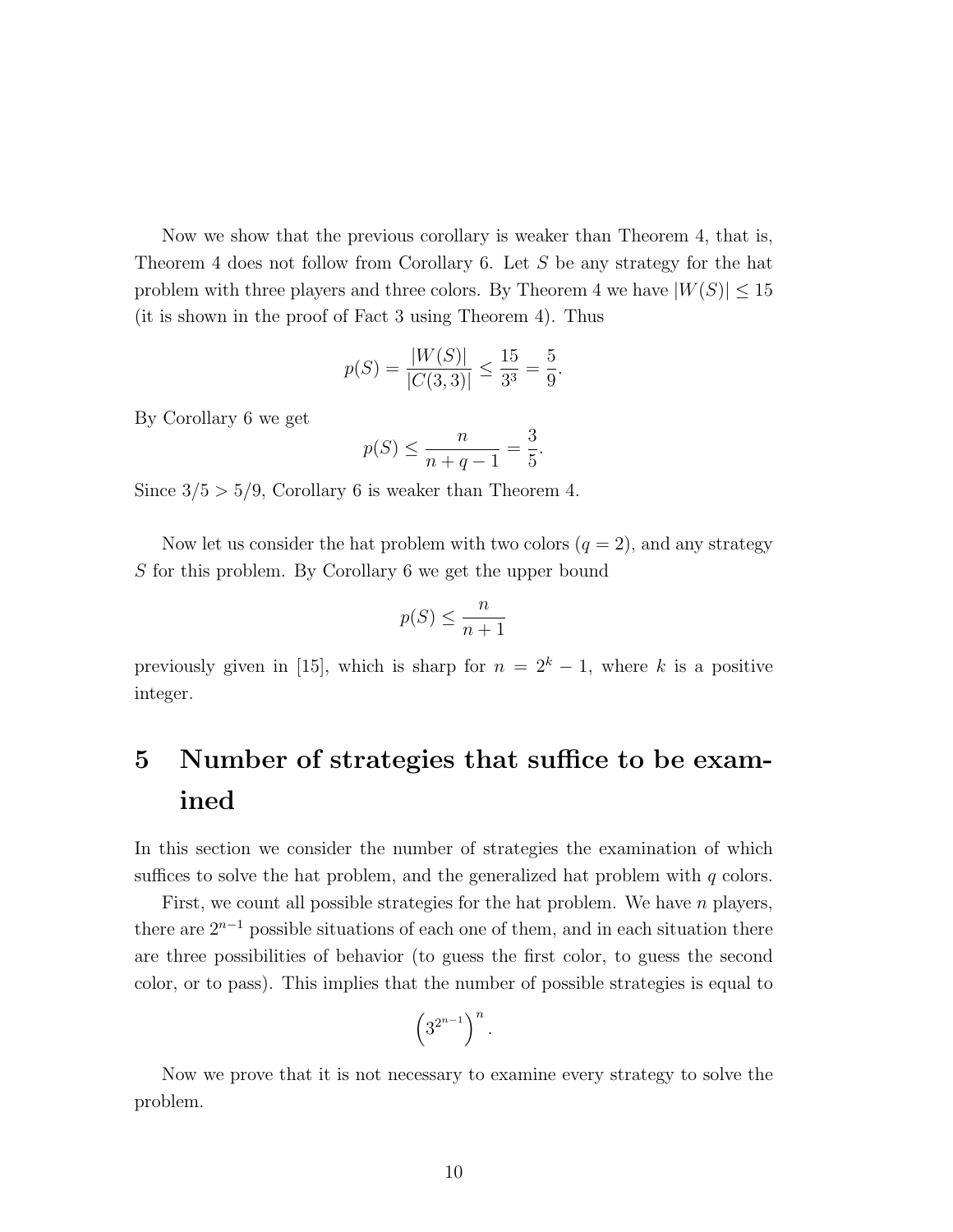Now we show that the previous corollary is weaker than Theorem 4, that is, Theorem 4 does not follow from Corollary 6. Let $S$ be any strategy for the hat problem with three players and three colors. By Theorem 4 we have $|W(S)| \leq 15$ (it is shown in the proof of Fact 3 using Theorem 4). Thus

$$p(S) = \frac{|W(S)|}{|C(3,3)|} \leq \frac{15}{3^3} = \frac{5}{9}.$$

By Corollary 6 we get

$$p(S) \leq \frac{n}{n+q-1} = \frac{3}{5}.$$

Since $3/5 > 5/9$, Corollary 6 is weaker than Theorem 4.

Now let us consider the hat problem with two colors ($q = 2$), and any strategy $S$ for this problem. By Corollary 6 we get the upper bound

$$p(S) \leq \frac{n}{n+1}$$

previously given in [15], which is sharp for $n = 2^k - 1$, where $k$ is a positive integer.

# 5 Number of strategies that suffice to be examined

In this section we consider the number of strategies the examination of which suffices to solve the hat problem, and the generalized hat problem with $q$ colors.

First, we count all possible strategies for the hat problem. We have $n$ players, there are $2^{n-1}$ possible situations of each one of them, and in each situation there are three possibilities of behavior (to guess the first color, to guess the second color, or to pass). This implies that the number of possible strategies is equal to

$$\left(3^{2^{n-1}}\right)^n.$$

Now we prove that it is not necessary to examine every strategy to solve the problem.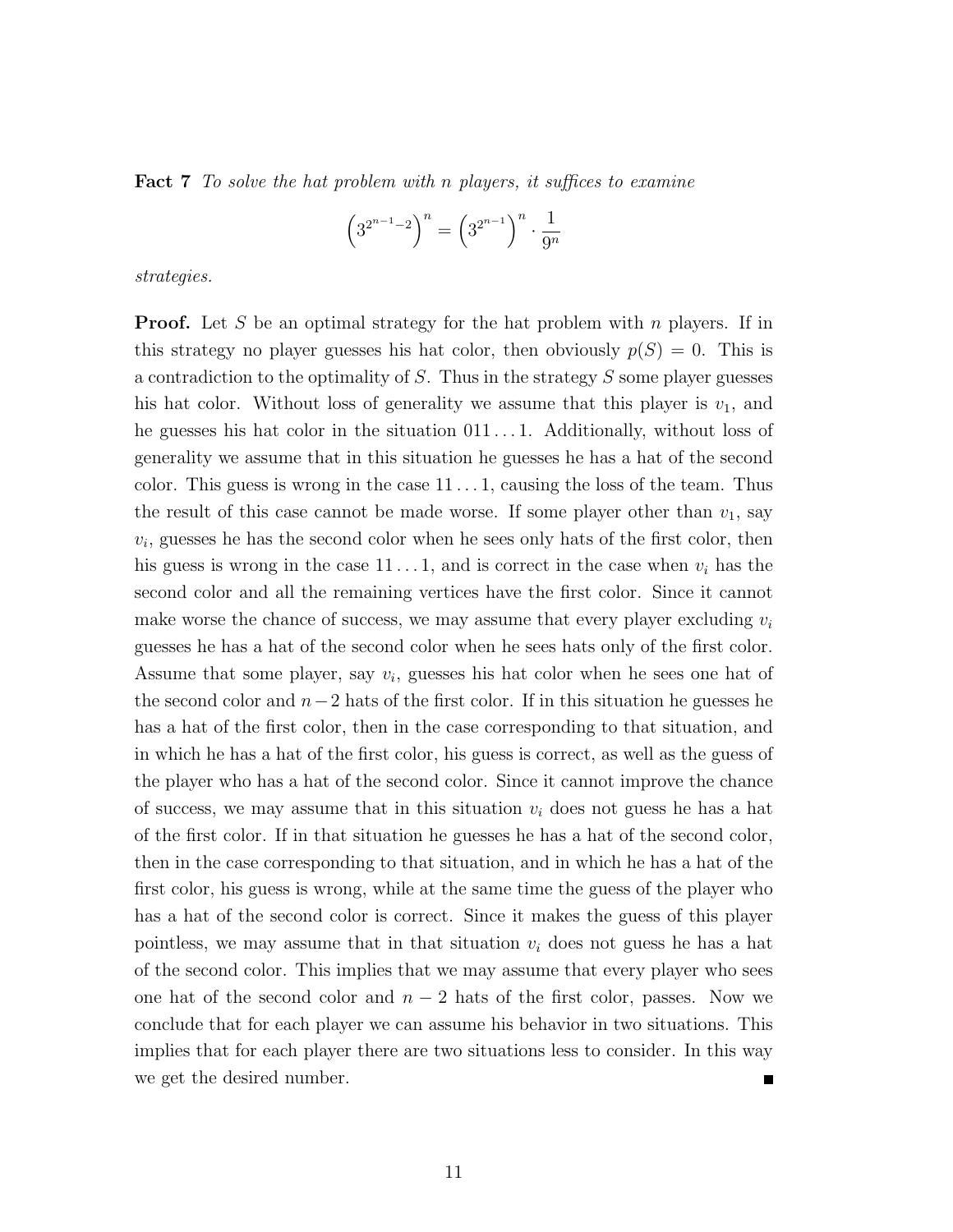**Fact 7** *To solve the hat problem with $n$ players, it suffices to examine*

$$\left(3^{2^{n-1}-2}\right)^n = \left(3^{2^{n-1}}\right)^n \cdot \frac{1}{9^n}$$

*strategies.*

**Proof.** Let $S$ be an optimal strategy for the hat problem with $n$ players. If in this strategy no player guesses his hat color, then obviously $p(S) = 0$. This is a contradiction to the optimality of $S$. Thus in the strategy $S$ some player guesses his hat color. Without loss of generality we assume that this player is $v_1$, and he guesses his hat color in the situation $011\ldots1$. Additionally, without loss of generality we assume that in this situation he guesses he has a hat of the second color. This guess is wrong in the case $11\ldots1$, causing the loss of the team. Thus the result of this case cannot be made worse. If some player other than $v_1$, say $v_i$, guesses he has the second color when he sees only hats of the first color, then his guess is wrong in the case $11\ldots1$, and is correct in the case when $v_i$ has the second color and all the remaining vertices have the first color. Since it cannot make worse the chance of success, we may assume that every player excluding $v_i$ guesses he has a hat of the second color when he sees hats only of the first color. Assume that some player, say $v_i$, guesses his hat color when he sees one hat of the second color and $n-2$ hats of the first color. If in this situation he guesses he has a hat of the first color, then in the case corresponding to that situation, and in which he has a hat of the first color, his guess is correct, as well as the guess of the player who has a hat of the second color. Since it cannot improve the chance of success, we may assume that in this situation $v_i$ does not guess he has a hat of the first color. If in that situation he guesses he has a hat of the second color, then in the case corresponding to that situation, and in which he has a hat of the first color, his guess is wrong, while at the same time the guess of the player who has a hat of the second color is correct. Since it makes the guess of this player pointless, we may assume that in that situation $v_i$ does not guess he has a hat of the second color. This implies that we may assume that every player who sees one hat of the second color and $n-2$ hats of the first color, passes. Now we conclude that for each player we can assume his behavior in two situations. This implies that for each player there are two situations less to consider. In this way we get the desired number. ■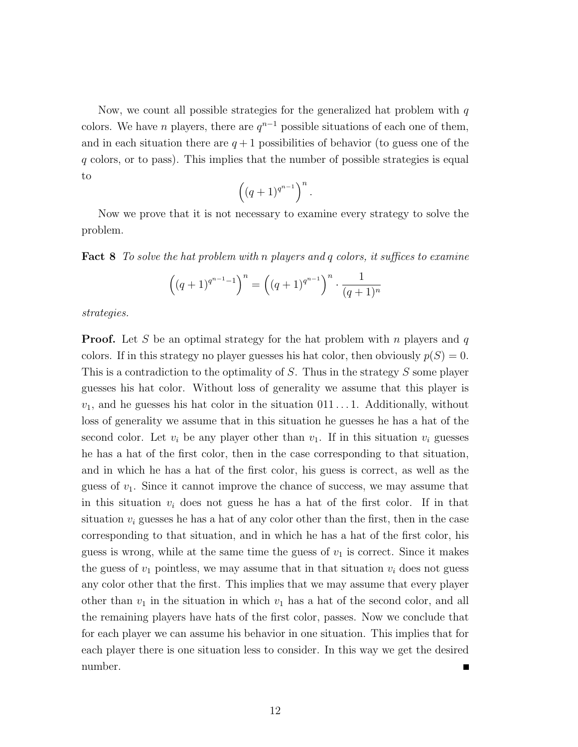Now, we count all possible strategies for the generalized hat problem with $q$ colors. We have $n$ players, there are $q^{n-1}$ possible situations of each one of them, and in each situation there are $q+1$ possibilities of behavior (to guess one of the $q$ colors, or to pass). This implies that the number of possible strategies is equal to

$$\left((q+1)^{q^{n-1}}\right)^n.$$

Now we prove that it is not necessary to examine every strategy to solve the problem.

**Fact 8** *To solve the hat problem with $n$ players and $q$ colors, it suffices to examine*

$$\left((q+1)^{q^{n-1}-1}\right)^n = \left((q+1)^{q^{n-1}}\right)^n \cdot \frac{1}{(q+1)^n}$$

*strategies.*

**Proof.** Let $S$ be an optimal strategy for the hat problem with $n$ players and $q$ colors. If in this strategy no player guesses his hat color, then obviously $p(S) = 0$. This is a contradiction to the optimality of $S$. Thus in the strategy $S$ some player guesses his hat color. Without loss of generality we assume that this player is $v_1$, and he guesses his hat color in the situation $011\ldots1$. Additionally, without loss of generality we assume that in this situation he guesses he has a hat of the second color. Let $v_i$ be any player other than $v_1$. If in this situation $v_i$ guesses he has a hat of the first color, then in the case corresponding to that situation, and in which he has a hat of the first color, his guess is correct, as well as the guess of $v_1$. Since it cannot improve the chance of success, we may assume that in this situation $v_i$ does not guess he has a hat of the first color. If in that situation $v_i$ guesses he has a hat of any color other than the first, then in the case corresponding to that situation, and in which he has a hat of the first color, his guess is wrong, while at the same time the guess of $v_1$ is correct. Since it makes the guess of $v_1$ pointless, we may assume that in that situation $v_i$ does not guess any color other that the first. This implies that we may assume that every player other than $v_1$ in the situation in which $v_1$ has a hat of the second color, and all the remaining players have hats of the first color, passes. Now we conclude that for each player we can assume his behavior in one situation. This implies that for each player there is one situation less to consider. In this way we get the desired number. ∎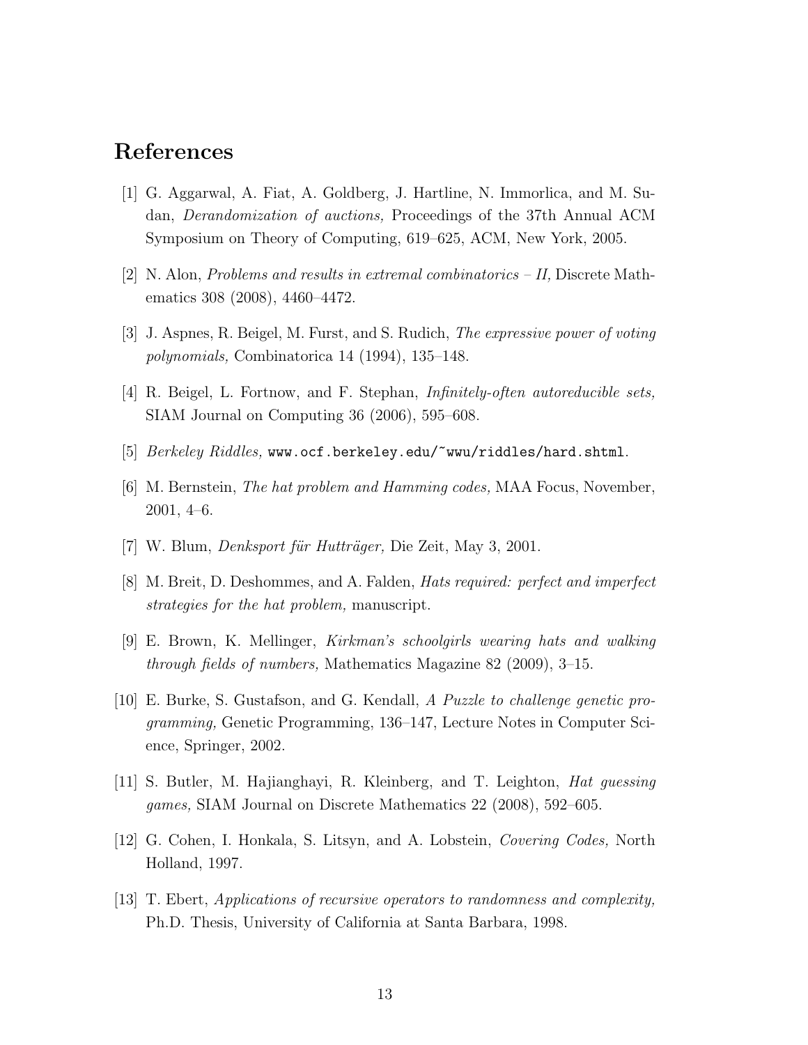## References

[1] G. Aggarwal, A. Fiat, A. Goldberg, J. Hartline, N. Immorlica, and M. Sudan, *Derandomization of auctions,* Proceedings of the 37th Annual ACM Symposium on Theory of Computing, 619–625, ACM, New York, 2005.

[2] N. Alon, *Problems and results in extremal combinatorics – II,* Discrete Mathematics 308 (2008), 4460–4472.

[3] J. Aspnes, R. Beigel, M. Furst, and S. Rudich, *The expressive power of voting polynomials,* Combinatorica 14 (1994), 135–148.

[4] R. Beigel, L. Fortnow, and F. Stephan, *Infinitely-often autoreducible sets,* SIAM Journal on Computing 36 (2006), 595–608.

[5] *Berkeley Riddles,* `www.ocf.berkeley.edu/~wwu/riddles/hard.shtml`.

[6] M. Bernstein, *The hat problem and Hamming codes,* MAA Focus, November, 2001, 4–6.

[7] W. Blum, *Denksport für Hutträger,* Die Zeit, May 3, 2001.

[8] M. Breit, D. Deshommes, and A. Falden, *Hats required: perfect and imperfect strategies for the hat problem,* manuscript.

[9] E. Brown, K. Mellinger, *Kirkman's schoolgirls wearing hats and walking through fields of numbers,* Mathematics Magazine 82 (2009), 3–15.

[10] E. Burke, S. Gustafson, and G. Kendall, *A Puzzle to challenge genetic programming,* Genetic Programming, 136–147, Lecture Notes in Computer Science, Springer, 2002.

[11] S. Butler, M. Hajiaghayi, R. Kleinberg, and T. Leighton, *Hat guessing games,* SIAM Journal on Discrete Mathematics 22 (2008), 592–605.

[12] G. Cohen, I. Honkala, S. Litsyn, and A. Lobstein, *Covering Codes,* North Holland, 1997.

[13] T. Ebert, *Applications of recursive operators to randomness and complexity,* Ph.D. Thesis, University of California at Santa Barbara, 1998.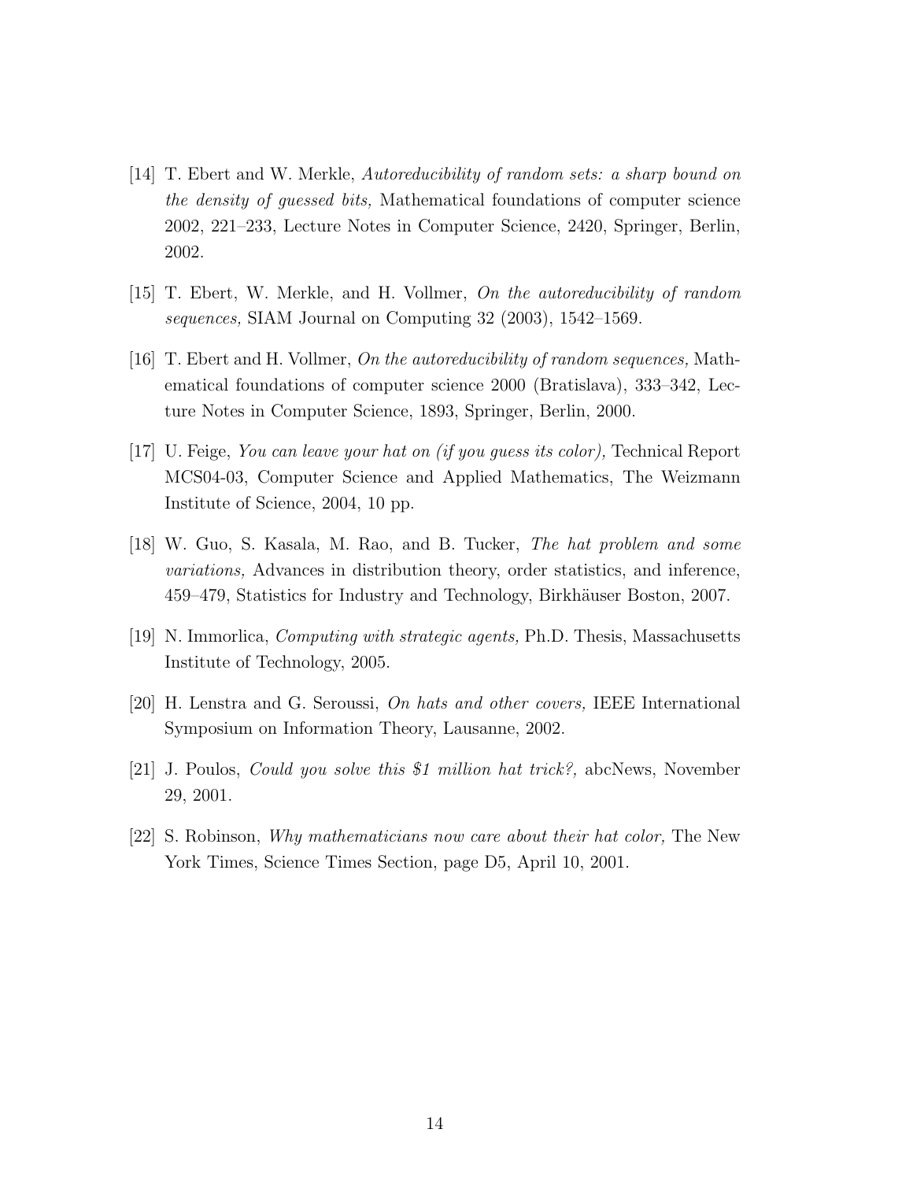[14] T. Ebert and W. Merkle, *Autoreducibility of random sets: a sharp bound on the density of guessed bits,* Mathematical foundations of computer science 2002, 221–233, Lecture Notes in Computer Science, 2420, Springer, Berlin, 2002.

[15] T. Ebert, W. Merkle, and H. Vollmer, *On the autoreducibility of random sequences,* SIAM Journal on Computing 32 (2003), 1542–1569.

[16] T. Ebert and H. Vollmer, *On the autoreducibility of random sequences,* Mathematical foundations of computer science 2000 (Bratislava), 333–342, Lecture Notes in Computer Science, 1893, Springer, Berlin, 2000.

[17] U. Feige, *You can leave your hat on (if you guess its color),* Technical Report MCS04-03, Computer Science and Applied Mathematics, The Weizmann Institute of Science, 2004, 10 pp.

[18] W. Guo, S. Kasala, M. Rao, and B. Tucker, *The hat problem and some variations,* Advances in distribution theory, order statistics, and inference, 459–479, Statistics for Industry and Technology, Birkhäuser Boston, 2007.

[19] N. Immorlica, *Computing with strategic agents,* Ph.D. Thesis, Massachusetts Institute of Technology, 2005.

[20] H. Lenstra and G. Seroussi, *On hats and other covers,* IEEE International Symposium on Information Theory, Lausanne, 2002.

[21] J. Poulos, *Could you solve this $1 million hat trick?,* abcNews, November 29, 2001.

[22] S. Robinson, *Why mathematicians now care about their hat color,* The New York Times, Science Times Section, page D5, April 10, 2001.